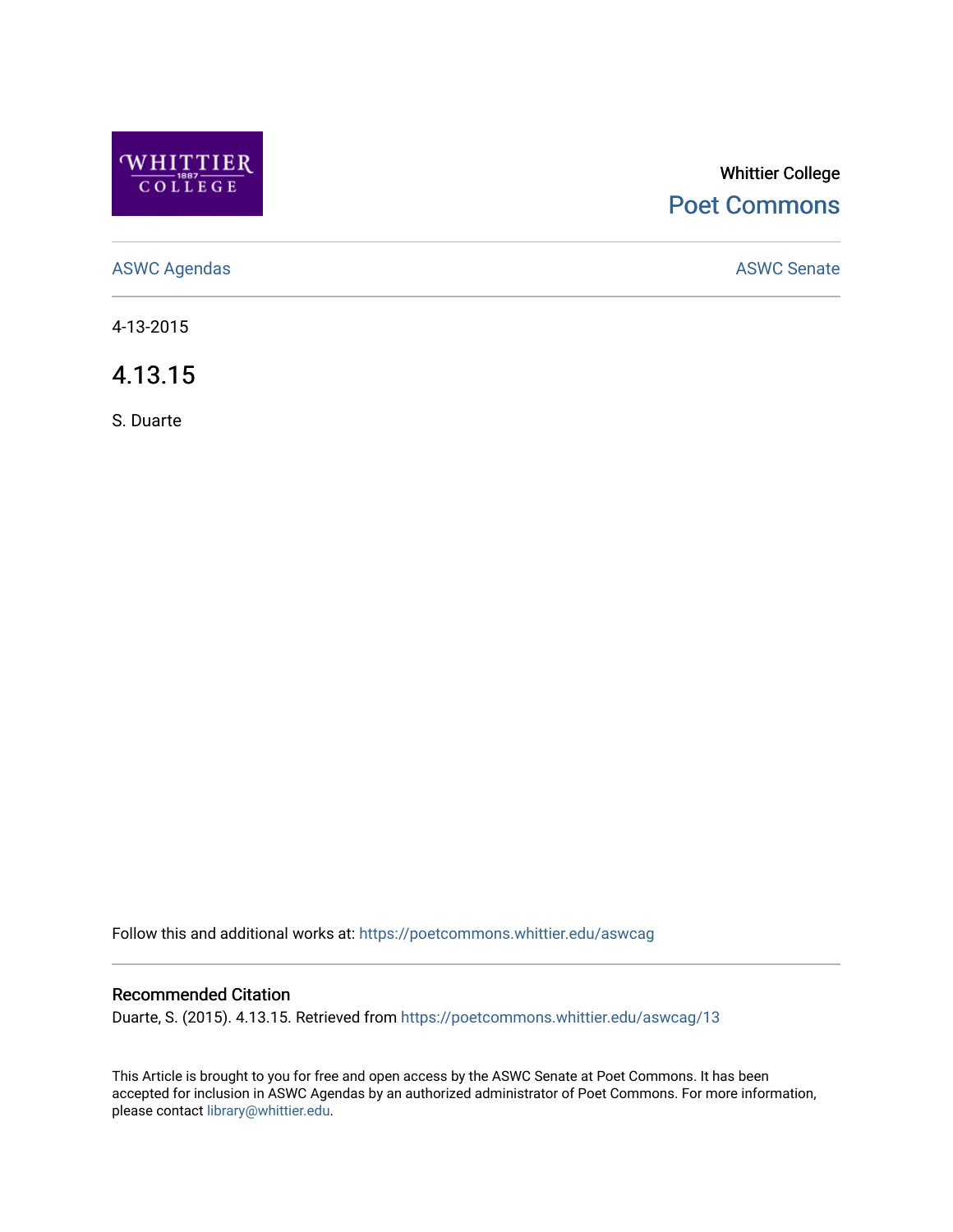Whittier College

Poet Commons

ASWC Agendas

ASWC Senate

4-13-2015

# 4.13.15

S. Duarte

Follow this and additional works at: https://poetcommons.whittier.edu/aswcag

## Recommended Citation

Duarte, S. (2015). 4.13.15. Retrieved from https://poetcommons.whittier.edu/aswcag/13

This Article is brought to you for free and open access by the ASWC Senate at Poet Commons. It has been accepted for inclusion in ASWC Agendas by an authorized administrator of Poet Commons. For more information, please contact library@whittier.edu.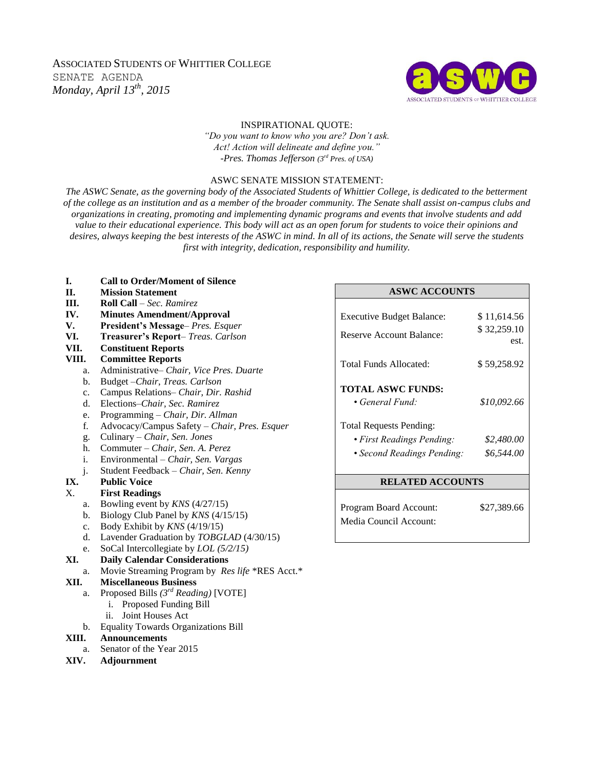ASSOCIATED STUDENTS OF WHITTIER COLLEGE
SENATE AGENDA
*Monday, April 13th, 2015*

INSPIRATIONAL QUOTE:
*"Do you want to know who you are? Don't ask. Act! Action will delineate and define you."*
*-Pres. Thomas Jefferson (3rd Pres. of USA)*

ASWC SENATE MISSION STATEMENT:
*The ASWC Senate, as the governing body of the Associated Students of Whittier College, is dedicated to the betterment of the college as an institution and as a member of the broader community. The Senate shall assist on-campus clubs and organizations in creating, promoting and implementing dynamic programs and events that involve students and add value to their educational experience. This body will act as an open forum for students to voice their opinions and desires, always keeping the best interests of the ASWC in mind. In all of its actions, the Senate will serve the students first with integrity, dedication, responsibility and humility.*

**I. Call to Order/Moment of Silence**

**II. Mission Statement**

**III. Roll Call** – *Sec. Ramirez*

**IV. Minutes Amendment/Approval**

**V. President's Message**– *Pres. Esquer*

**VI. Treasurer's Report**– *Treas. Carlson*

**VII. Constituent Reports**

**VIII. Committee Reports**
- a. Administrative– *Chair, Vice Pres. Duarte*
- b. Budget –*Chair, Treas. Carlson*
- c. Campus Relations– *Chair, Dir. Rashid*
- d. Elections–*Chair, Sec. Ramirez*
- e. Programming – *Chair, Dir. Allman*
- f. Advocacy/Campus Safety – *Chair, Pres. Esquer*
- g. Culinary – *Chair, Sen. Jones*
- h. Commuter – *Chair, Sen. A. Perez*
- i. Environmental – *Chair, Sen. Vargas*
- j. Student Feedback – *Chair, Sen. Kenny*

**IX. Public Voice**

**X. First Readings**
- a. Bowling event by *KNS* (4/27/15)
- b. Biology Club Panel by *KNS* (4/15/15)
- c. Body Exhibit by *KNS* (4/19/15)
- d. Lavender Graduation by *TOBGLAD* (4/30/15)
- e. SoCal Intercollegiate by *LOL (5/2/15)*

**XI. Daily Calendar Considerations**
- a. Movie Streaming Program by *Res life* *RES Acct.*

**XII. Miscellaneous Business**
- a. Proposed Bills *(3rd Reading)* [VOTE]
  - i. Proposed Funding Bill
  - ii. Joint Houses Act
- b. Equality Towards Organizations Bill

**XIII. Announcements**
- a. Senator of the Year 2015

**XIV. Adjournment**

| ASWC ACCOUNTS | |
|---|---|
| Executive Budget Balance: | $ 11,614.56 |
| Reserve Account Balance: | $ 32,259.10 est. |
| Total Funds Allocated: | $ 59,258.92 |
| **TOTAL ASWC FUNDS:** | |
| • *General Fund:* | *$10,092.66* |
| Total Requests Pending: | |
| • *First Readings Pending:* | *$2,480.00* |
| • *Second Readings Pending:* | *$6,544.00* |

| RELATED ACCOUNTS | |
|---|---|
| Program Board Account: | $27,389.66 |
| Media Council Account: | |